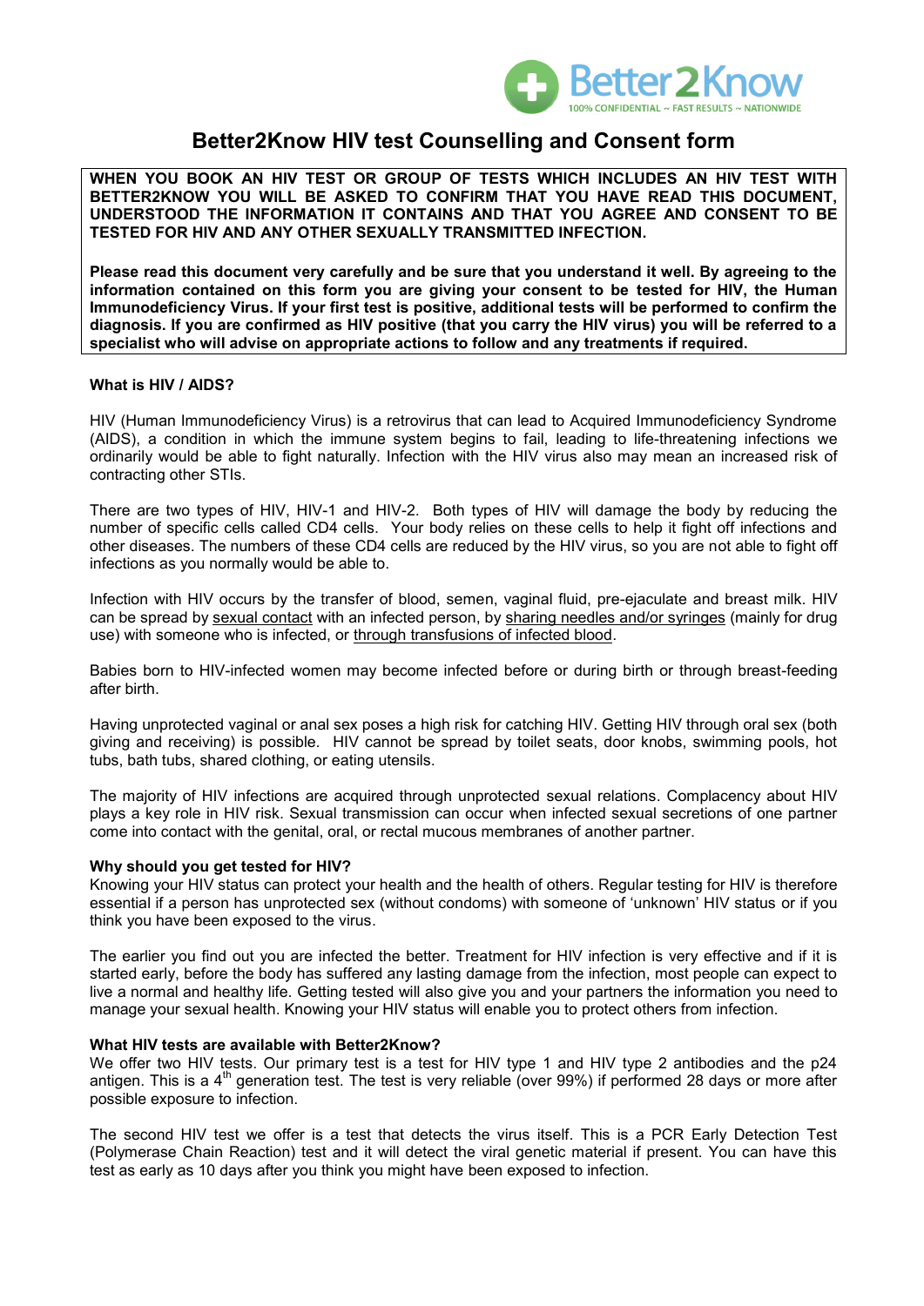Better2Know

100% CONFIDENTIAL ~ FAST RESULTS ~ NATIONWIDE

# Better2Know HIV test Counselling and Consent form

**WHEN YOU BOOK AN HIV TEST OR GROUP OF TESTS WHICH INCLUDES AN HIV TEST WITH BETTER2KNOW YOU WILL BE ASKED TO CONFIRM THAT YOU HAVE READ THIS DOCUMENT, UNDERSTOOD THE INFORMATION IT CONTAINS AND THAT YOU AGREE AND CONSENT TO BE TESTED FOR HIV AND ANY OTHER SEXUALLY TRANSMITTED INFECTION.**

**Please read this document very carefully and be sure that you understand it well. By agreeing to the information contained on this form you are giving your consent to be tested for HIV, the Human Immunodeficiency Virus. If your first test is positive, additional tests will be performed to confirm the diagnosis. If you are confirmed as HIV positive (that you carry the HIV virus) you will be referred to a specialist who will advise on appropriate actions to follow and any treatments if required.**

### What is HIV / AIDS?

HIV (Human Immunodeficiency Virus) is a retrovirus that can lead to Acquired Immunodeficiency Syndrome (AIDS), a condition in which the immune system begins to fail, leading to life-threatening infections we ordinarily would be able to fight naturally. Infection with the HIV virus also may mean an increased risk of contracting other STIs.

There are two types of HIV, HIV-1 and HIV-2. Both types of HIV will damage the body by reducing the number of specific cells called CD4 cells. Your body relies on these cells to help it fight off infections and other diseases. The numbers of these CD4 cells are reduced by the HIV virus, so you are not able to fight off infections as you normally would be able to.

Infection with HIV occurs by the transfer of blood, semen, vaginal fluid, pre-ejaculate and breast milk. HIV can be spread by sexual contact with an infected person, by sharing needles and/or syringes (mainly for drug use) with someone who is infected, or through transfusions of infected blood.

Babies born to HIV-infected women may become infected before or during birth or through breast-feeding after birth.

Having unprotected vaginal or anal sex poses a high risk for catching HIV. Getting HIV through oral sex (both giving and receiving) is possible. HIV cannot be spread by toilet seats, door knobs, swimming pools, hot tubs, bath tubs, shared clothing, or eating utensils.

The majority of HIV infections are acquired through unprotected sexual relations. Complacency about HIV plays a key role in HIV risk. Sexual transmission can occur when infected sexual secretions of one partner come into contact with the genital, oral, or rectal mucous membranes of another partner.

### Why should you get tested for HIV?

Knowing your HIV status can protect your health and the health of others. Regular testing for HIV is therefore essential if a person has unprotected sex (without condoms) with someone of 'unknown' HIV status or if you think you have been exposed to the virus.

The earlier you find out you are infected the better. Treatment for HIV infection is very effective and if it is started early, before the body has suffered any lasting damage from the infection, most people can expect to live a normal and healthy life. Getting tested will also give you and your partners the information you need to manage your sexual health. Knowing your HIV status will enable you to protect others from infection.

### What HIV tests are available with Better2Know?

We offer two HIV tests. Our primary test is a test for HIV type 1 and HIV type 2 antibodies and the p24 antigen. This is a 4th generation test. The test is very reliable (over 99%) if performed 28 days or more after possible exposure to infection.

The second HIV test we offer is a test that detects the virus itself. This is a PCR Early Detection Test (Polymerase Chain Reaction) test and it will detect the viral genetic material if present. You can have this test as early as 10 days after you think you might have been exposed to infection.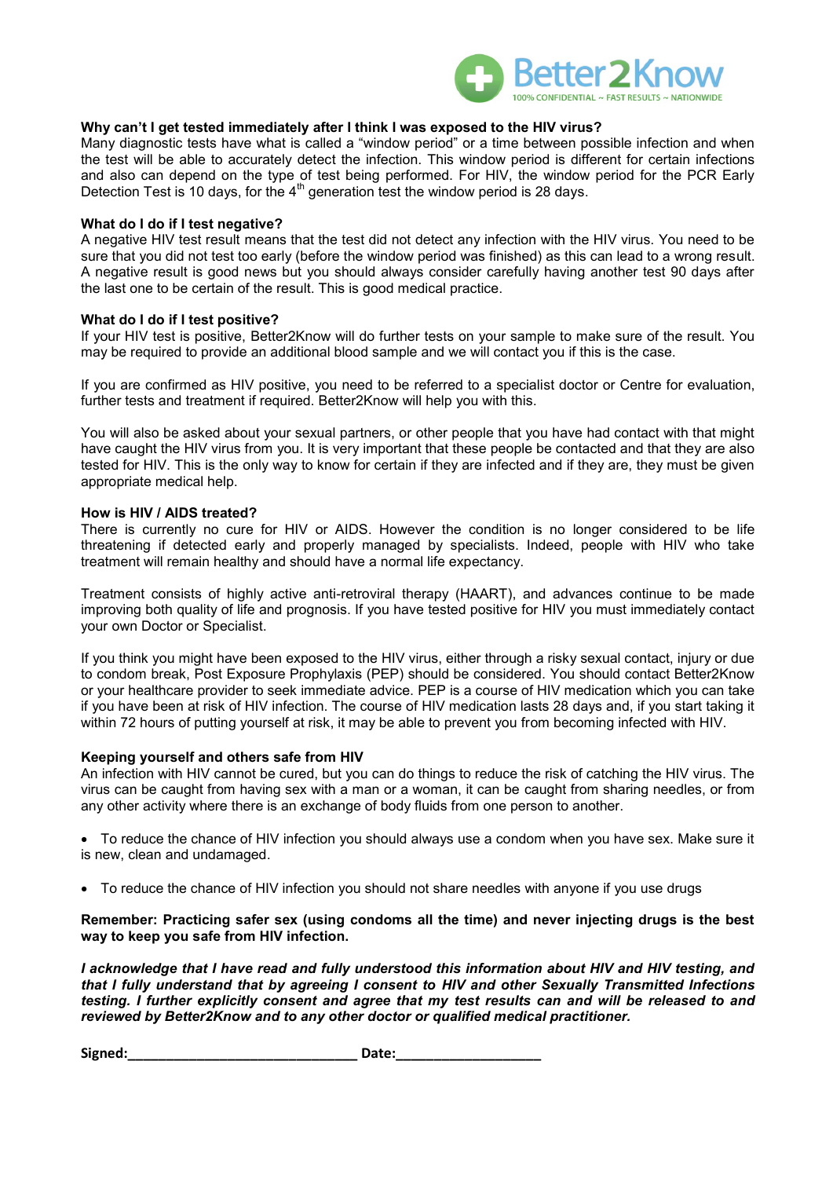### Why can't I get tested immediately after I think I was exposed to the HIV virus?

Many diagnostic tests have what is called a "window period" or a time between possible infection and when the test will be able to accurately detect the infection. This window period is different for certain infections and also can depend on the type of test being performed. For HIV, the window period for the PCR Early Detection Test is 10 days, for the 4th generation test the window period is 28 days.

### What do I do if I test negative?

A negative HIV test result means that the test did not detect any infection with the HIV virus. You need to be sure that you did not test too early (before the window period was finished) as this can lead to a wrong result. A negative result is good news but you should always consider carefully having another test 90 days after the last one to be certain of the result. This is good medical practice.

### What do I do if I test positive?

If your HIV test is positive, Better2Know will do further tests on your sample to make sure of the result. You may be required to provide an additional blood sample and we will contact you if this is the case.

If you are confirmed as HIV positive, you need to be referred to a specialist doctor or Centre for evaluation, further tests and treatment if required. Better2Know will help you with this.

You will also be asked about your sexual partners, or other people that you have had contact with that might have caught the HIV virus from you. It is very important that these people be contacted and that they are also tested for HIV. This is the only way to know for certain if they are infected and if they are, they must be given appropriate medical help.

### How is HIV / AIDS treated?

There is currently no cure for HIV or AIDS. However the condition is no longer considered to be life threatening if detected early and properly managed by specialists. Indeed, people with HIV who take treatment will remain healthy and should have a normal life expectancy.

Treatment consists of highly active anti-retroviral therapy (HAART), and advances continue to be made improving both quality of life and prognosis. If you have tested positive for HIV you must immediately contact your own Doctor or Specialist.

If you think you might have been exposed to the HIV virus, either through a risky sexual contact, injury or due to condom break, Post Exposure Prophylaxis (PEP) should be considered. You should contact Better2Know or your healthcare provider to seek immediate advice. PEP is a course of HIV medication which you can take if you have been at risk of HIV infection. The course of HIV medication lasts 28 days and, if you start taking it within 72 hours of putting yourself at risk, it may be able to prevent you from becoming infected with HIV.

### Keeping yourself and others safe from HIV

An infection with HIV cannot be cured, but you can do things to reduce the risk of catching the HIV virus. The virus can be caught from having sex with a man or a woman, it can be caught from sharing needles, or from any other activity where there is an exchange of body fluids from one person to another.

- To reduce the chance of HIV infection you should always use a condom when you have sex. Make sure it is new, clean and undamaged.
- To reduce the chance of HIV infection you should not share needles with anyone if you use drugs

**Remember: Practicing safer sex (using condoms all the time) and never injecting drugs is the best way to keep you safe from HIV infection.**

***I acknowledge that I have read and fully understood this information about HIV and HIV testing, and that I fully understand that by agreeing I consent to HIV and other Sexually Transmitted Infections testing. I further explicitly consent and agree that my test results can and will be released to and reviewed by Better2Know and to any other doctor or qualified medical practitioner.***

**Signed:**______________________________ **Date:**___________________